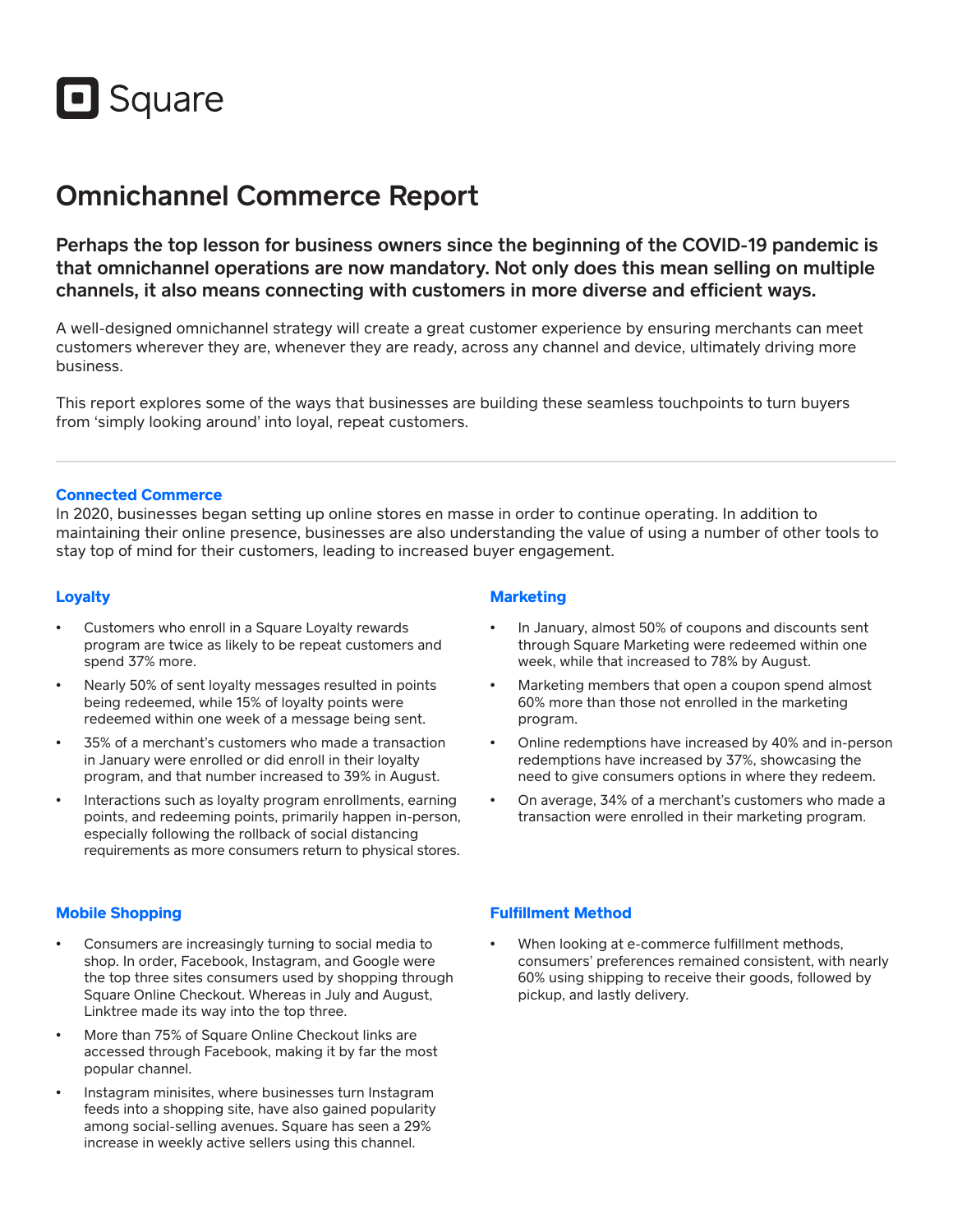Square

# Omnichannel Commerce Report

**Perhaps the top lesson for business owners since the beginning of the COVID-19 pandemic is that omnichannel operations are now mandatory. Not only does this mean selling on multiple channels, it also means connecting with customers in more diverse and efficient ways.**

A well-designed omnichannel strategy will create a great customer experience by ensuring merchants can meet customers wherever they are, whenever they are ready, across any channel and device, ultimately driving more business.

This report explores some of the ways that businesses are building these seamless touchpoints to turn buyers from 'simply looking around' into loyal, repeat customers.

---

## Connected Commerce

In 2020, businesses began setting up online stores en masse in order to continue operating. In addition to maintaining their online presence, businesses are also understanding the value of using a number of other tools to stay top of mind for their customers, leading to increased buyer engagement.

### Loyalty

- Customers who enroll in a Square Loyalty rewards program are twice as likely to be repeat customers and spend 37% more.
- Nearly 50% of sent loyalty messages resulted in points being redeemed, while 15% of loyalty points were redeemed within one week of a message being sent.
- 35% of a merchant's customers who made a transaction in January were enrolled or did enroll in their loyalty program, and that number increased to 39% in August.
- Interactions such as loyalty program enrollments, earning points, and redeeming points, primarily happen in-person, especially following the rollback of social distancing requirements as more consumers return to physical stores.

### Marketing

- In January, almost 50% of coupons and discounts sent through Square Marketing were redeemed within one week, while that increased to 78% by August.
- Marketing members that open a coupon spend almost 60% more than those not enrolled in the marketing program.
- Online redemptions have increased by 40% and in-person redemptions have increased by 37%, showcasing the need to give consumers options in where they redeem.
- On average, 34% of a merchant's customers who made a transaction were enrolled in their marketing program.

### Mobile Shopping

- Consumers are increasingly turning to social media to shop. In order, Facebook, Instagram, and Google were the top three sites consumers used by shopping through Square Online Checkout. Whereas in July and August, Linktree made its way into the top three.
- More than 75% of Square Online Checkout links are accessed through Facebook, making it by far the most popular channel.
- Instagram minisites, where businesses turn Instagram feeds into a shopping site, have also gained popularity among social-selling avenues. Square has seen a 29% increase in weekly active sellers using this channel.

### Fulfillment Method

- When looking at e-commerce fulfillment methods, consumers' preferences remained consistent, with nearly 60% using shipping to receive their goods, followed by pickup, and lastly delivery.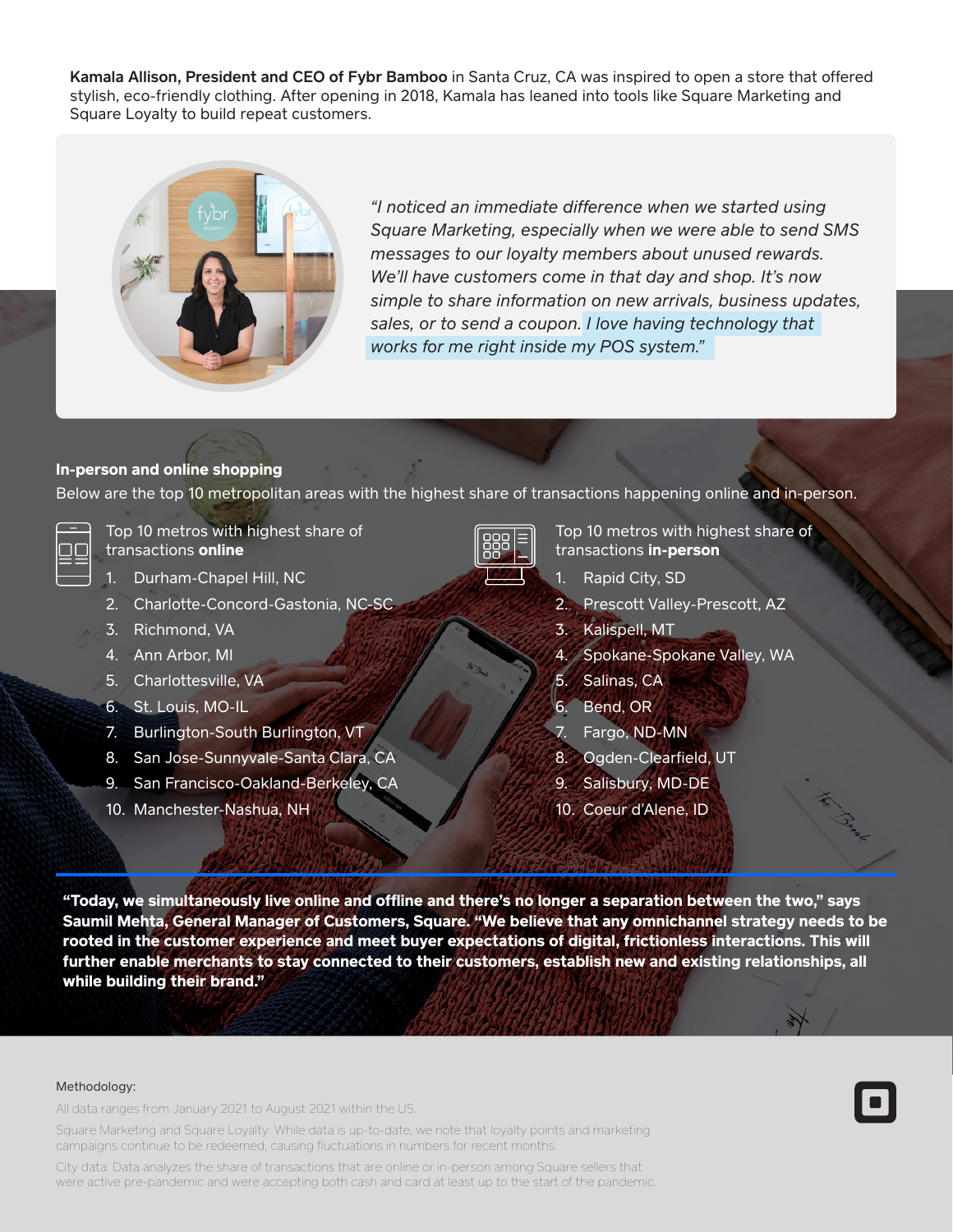**Kamala Allison, President and CEO of Fybr Bamboo** in Santa Cruz, CA was inspired to open a store that offered stylish, eco-friendly clothing. After opening in 2018, Kamala has leaned into tools like Square Marketing and Square Loyalty to build repeat customers.

*"I noticed an immediate difference when we started using Square Marketing, especially when we were able to send SMS messages to our loyalty members about unused rewards. We'll have customers come in that day and shop. It's now simple to share information on new arrivals, business updates, sales, or to send a coupon. I love having technology that works for me right inside my POS system."*

**In-person and online shopping**

Below are the top 10 metropolitan areas with the highest share of transactions happening online and in-person.

Top 10 metros with highest share of transactions **online**

1. Durham-Chapel Hill, NC
2. Charlotte-Concord-Gastonia, NC-SC
3. Richmond, VA
4. Ann Arbor, MI
5. Charlottesville, VA
6. St. Louis, MO-IL
7. Burlington-South Burlington, VT
8. San Jose-Sunnyvale-Santa Clara, CA
9. San Francisco-Oakland-Berkeley, CA
10. Manchester-Nashua, NH

Top 10 metros with highest share of transactions **in-person**

1. Rapid City, SD
2. Prescott Valley-Prescott, AZ
3. Kalispell, MT
4. Spokane-Spokane Valley, WA
5. Salinas, CA
6. Bend, OR
7. Fargo, ND-MN
8. Ogden-Clearfield, UT
9. Salisbury, MD-DE
10. Coeur d'Alene, ID

**"Today, we simultaneously live online and offline and there's no longer a separation between the two," says Saumil Mehta, General Manager of Customers, Square. "We believe that any omnichannel strategy needs to be rooted in the customer experience and meet buyer expectations of digital, frictionless interactions. This will further enable merchants to stay connected to their customers, establish new and existing relationships, all while building their brand."**

Methodology:

All data ranges from January 2021 to August 2021 within the US.

Square Marketing and Square Loyalty: While data is up-to-date, we note that loyalty points and marketing campaigns continue to be redeemed, causing fluctuations in numbers for recent months.

City data: Data analyzes the share of transactions that are online or in-person among Square sellers that were active pre-pandemic and were accepting both cash and card at least up to the start of the pandemic.